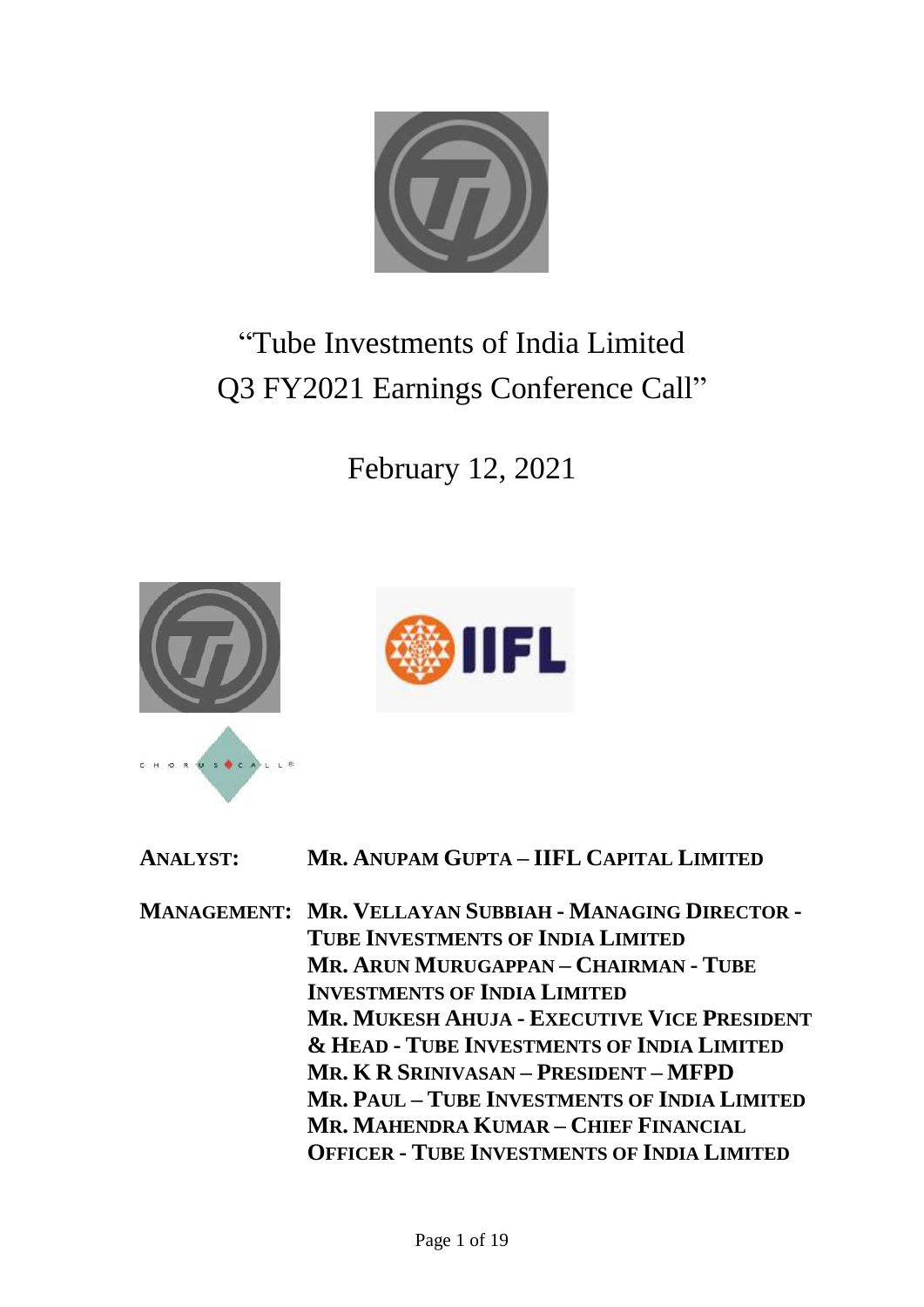# "Tube Investments of India Limited Q3 FY2021 Earnings Conference Call"

February 12, 2021

**ANALYST:** **MR. ANUPAM GUPTA – IIFL CAPITAL LIMITED**

**MANAGEMENT:** **MR. VELLAYAN SUBBIAH - MANAGING DIRECTOR - TUBE INVESTMENTS OF INDIA LIMITED**
**MR. ARUN MURUGAPPAN – CHAIRMAN - TUBE INVESTMENTS OF INDIA LIMITED**
**MR. MUKESH AHUJA - EXECUTIVE VICE PRESIDENT & HEAD - TUBE INVESTMENTS OF INDIA LIMITED**
**MR. K R SRINIVASAN – PRESIDENT – MFPD**
**MR. PAUL – TUBE INVESTMENTS OF INDIA LIMITED**
**MR. MAHENDRA KUMAR – CHIEF FINANCIAL OFFICER - TUBE INVESTMENTS OF INDIA LIMITED**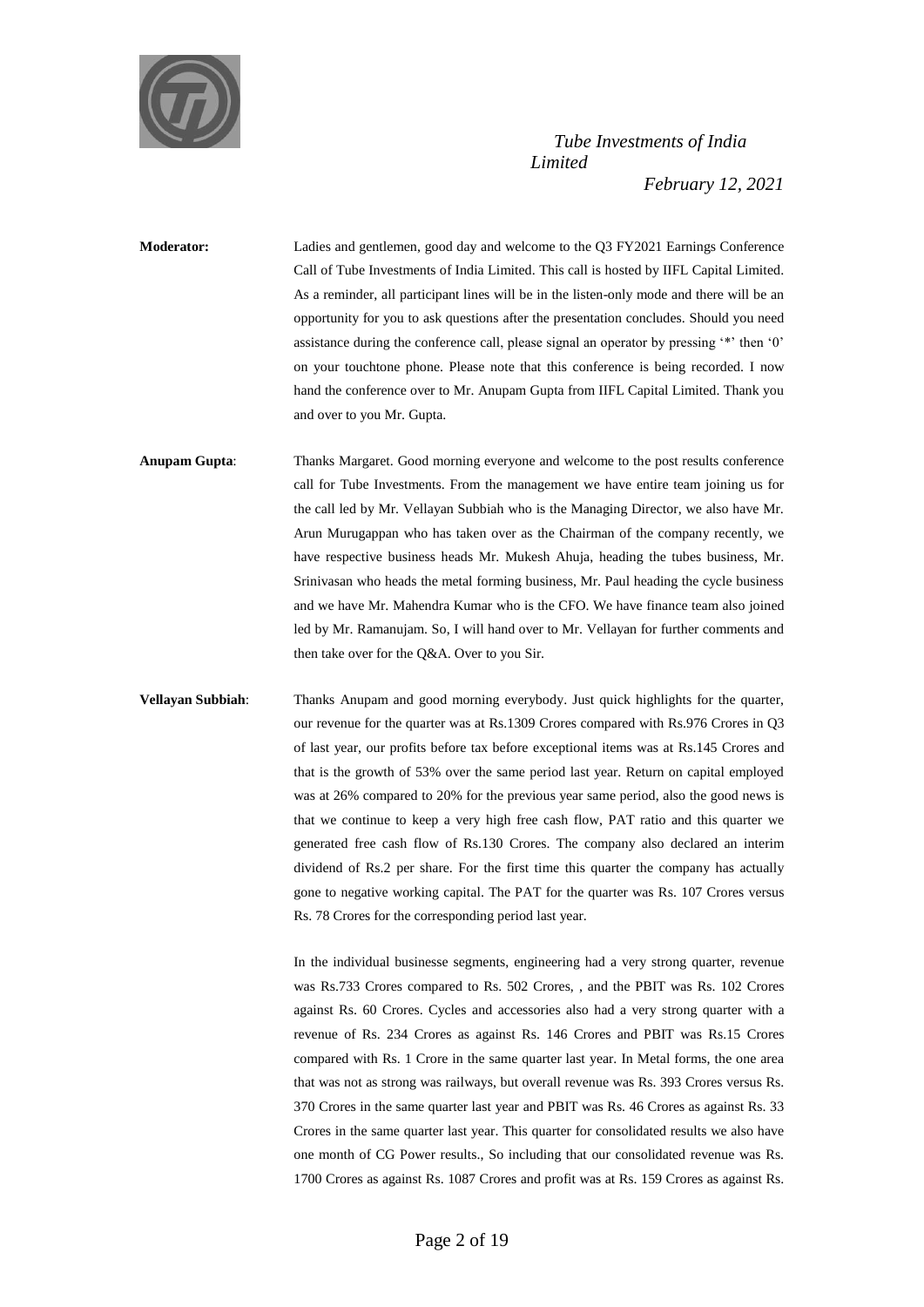**Moderator:** Ladies and gentlemen, good day and welcome to the Q3 FY2021 Earnings Conference Call of Tube Investments of India Limited. This call is hosted by IIFL Capital Limited. As a reminder, all participant lines will be in the listen-only mode and there will be an opportunity for you to ask questions after the presentation concludes. Should you need assistance during the conference call, please signal an operator by pressing '*' then '0' on your touchtone phone. Please note that this conference is being recorded. I now hand the conference over to Mr. Anupam Gupta from IIFL Capital Limited. Thank you and over to you Mr. Gupta.

**Anupam Gupta**: Thanks Margaret. Good morning everyone and welcome to the post results conference call for Tube Investments. From the management we have entire team joining us for the call led by Mr. Vellayan Subbiah who is the Managing Director, we also have Mr. Arun Murugappan who has taken over as the Chairman of the company recently, we have respective business heads Mr. Mukesh Ahuja, heading the tubes business, Mr. Srinivasan who heads the metal forming business, Mr. Paul heading the cycle business and we have Mr. Mahendra Kumar who is the CFO. We have finance team also joined led by Mr. Ramanujam. So, I will hand over to Mr. Vellayan for further comments and then take over for the Q&A. Over to you Sir.

**Vellayan Subbiah**: Thanks Anupam and good morning everybody. Just quick highlights for the quarter, our revenue for the quarter was at Rs.1309 Crores compared with Rs.976 Crores in Q3 of last year, our profits before tax before exceptional items was at Rs.145 Crores and that is the growth of 53% over the same period last year. Return on capital employed was at 26% compared to 20% for the previous year same period, also the good news is that we continue to keep a very high free cash flow, PAT ratio and this quarter we generated free cash flow of Rs.130 Crores. The company also declared an interim dividend of Rs.2 per share. For the first time this quarter the company has actually gone to negative working capital. The PAT for the quarter was Rs. 107 Crores versus Rs. 78 Crores for the corresponding period last year.

In the individual businesse segments, engineering had a very strong quarter, revenue was Rs.733 Crores compared to Rs. 502 Crores, , and the PBIT was Rs. 102 Crores against Rs. 60 Crores. Cycles and accessories also had a very strong quarter with a revenue of Rs. 234 Crores as against Rs. 146 Crores and PBIT was Rs.15 Crores compared with Rs. 1 Crore in the same quarter last year. In Metal forms, the one area that was not as strong was railways, but overall revenue was Rs. 393 Crores versus Rs. 370 Crores in the same quarter last year and PBIT was Rs. 46 Crores as against Rs. 33 Crores in the same quarter last year. This quarter for consolidated results we also have one month of CG Power results., So including that our consolidated revenue was Rs. 1700 Crores as against Rs. 1087 Crores and profit was at Rs. 159 Crores as against Rs.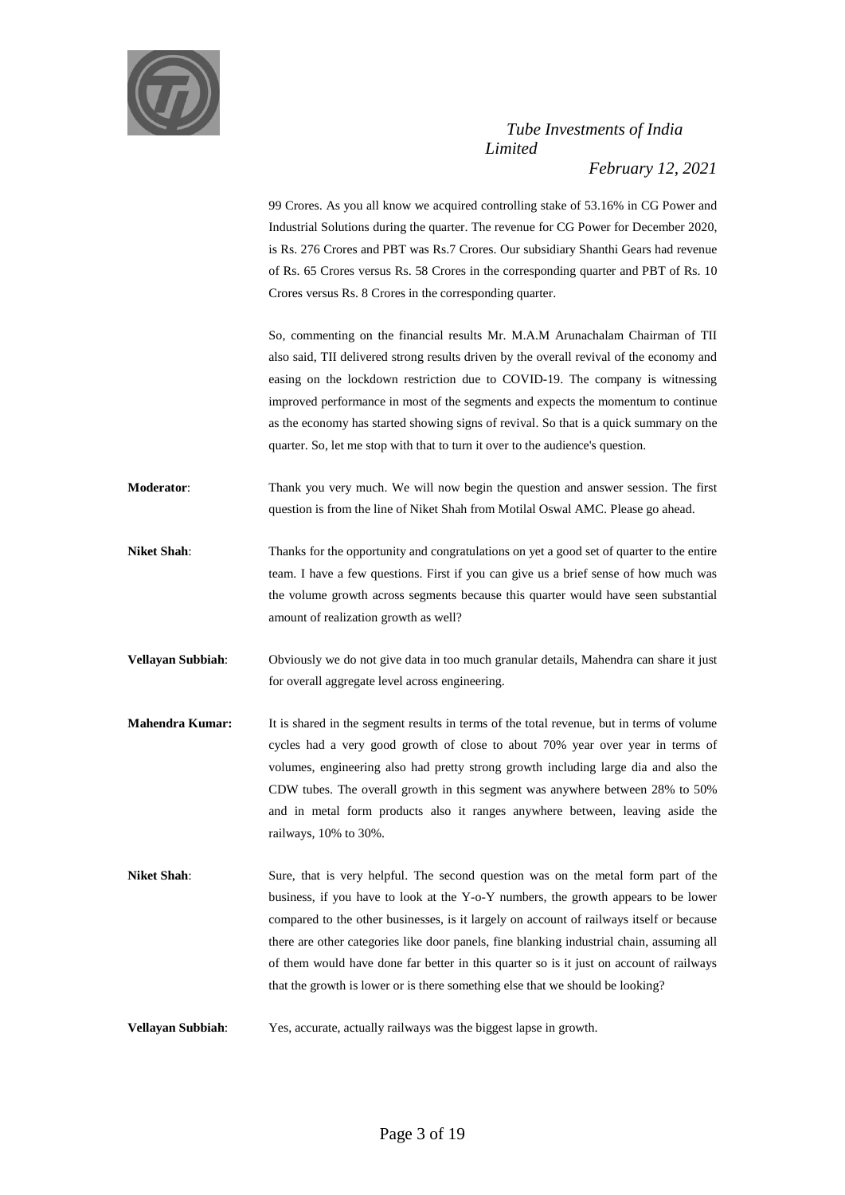99 Crores. As you all know we acquired controlling stake of 53.16% in CG Power and Industrial Solutions during the quarter. The revenue for CG Power for December 2020, is Rs. 276 Crores and PBT was Rs.7 Crores. Our subsidiary Shanthi Gears had revenue of Rs. 65 Crores versus Rs. 58 Crores in the corresponding quarter and PBT of Rs. 10 Crores versus Rs. 8 Crores in the corresponding quarter.

So, commenting on the financial results Mr. M.A.M Arunachalam Chairman of TII also said, TII delivered strong results driven by the overall revival of the economy and easing on the lockdown restriction due to COVID-19. The company is witnessing improved performance in most of the segments and expects the momentum to continue as the economy has started showing signs of revival. So that is a quick summary on the quarter. So, let me stop with that to turn it over to the audience's question.

**Moderator**: Thank you very much. We will now begin the question and answer session. The first question is from the line of Niket Shah from Motilal Oswal AMC. Please go ahead.

**Niket Shah**: Thanks for the opportunity and congratulations on yet a good set of quarter to the entire team. I have a few questions. First if you can give us a brief sense of how much was the volume growth across segments because this quarter would have seen substantial amount of realization growth as well?

**Vellayan Subbiah**: Obviously we do not give data in too much granular details, Mahendra can share it just for overall aggregate level across engineering.

**Mahendra Kumar:** It is shared in the segment results in terms of the total revenue, but in terms of volume cycles had a very good growth of close to about 70% year over year in terms of volumes, engineering also had pretty strong growth including large dia and also the CDW tubes. The overall growth in this segment was anywhere between 28% to 50% and in metal form products also it ranges anywhere between, leaving aside the railways, 10% to 30%.

**Niket Shah**: Sure, that is very helpful. The second question was on the metal form part of the business, if you have to look at the Y-o-Y numbers, the growth appears to be lower compared to the other businesses, is it largely on account of railways itself or because there are other categories like door panels, fine blanking industrial chain, assuming all of them would have done far better in this quarter so is it just on account of railways that the growth is lower or is there something else that we should be looking?

**Vellayan Subbiah**: Yes, accurate, actually railways was the biggest lapse in growth.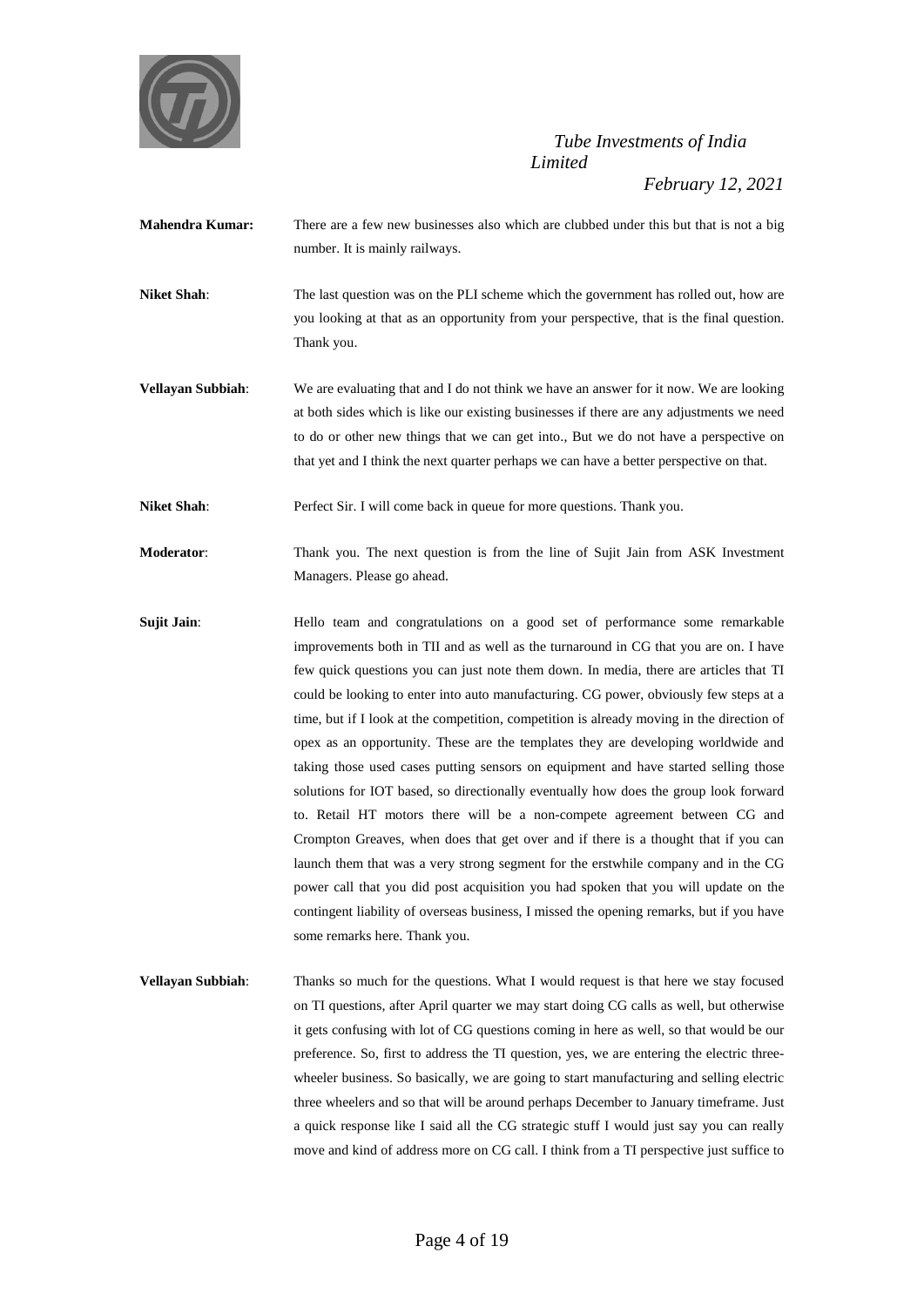**Mahendra Kumar:** There are a few new businesses also which are clubbed under this but that is not a big number. It is mainly railways.

**Niket Shah**: The last question was on the PLI scheme which the government has rolled out, how are you looking at that as an opportunity from your perspective, that is the final question. Thank you.

**Vellayan Subbiah**: We are evaluating that and I do not think we have an answer for it now. We are looking at both sides which is like our existing businesses if there are any adjustments we need to do or other new things that we can get into., But we do not have a perspective on that yet and I think the next quarter perhaps we can have a better perspective on that.

**Niket Shah**: Perfect Sir. I will come back in queue for more questions. Thank you.

**Moderator**: Thank you. The next question is from the line of Sujit Jain from ASK Investment Managers. Please go ahead.

**Sujit Jain**: Hello team and congratulations on a good set of performance some remarkable improvements both in TII and as well as the turnaround in CG that you are on. I have few quick questions you can just note them down. In media, there are articles that TI could be looking to enter into auto manufacturing. CG power, obviously few steps at a time, but if I look at the competition, competition is already moving in the direction of opex as an opportunity. These are the templates they are developing worldwide and taking those used cases putting sensors on equipment and have started selling those solutions for IOT based, so directionally eventually how does the group look forward to. Retail HT motors there will be a non-compete agreement between CG and Crompton Greaves, when does that get over and if there is a thought that if you can launch them that was a very strong segment for the erstwhile company and in the CG power call that you did post acquisition you had spoken that you will update on the contingent liability of overseas business, I missed the opening remarks, but if you have some remarks here. Thank you.

**Vellayan Subbiah**: Thanks so much for the questions. What I would request is that here we stay focused on TI questions, after April quarter we may start doing CG calls as well, but otherwise it gets confusing with lot of CG questions coming in here as well, so that would be our preference. So, first to address the TI question, yes, we are entering the electric three-wheeler business. So basically, we are going to start manufacturing and selling electric three wheelers and so that will be around perhaps December to January timeframe. Just a quick response like I said all the CG strategic stuff I would just say you can really move and kind of address more on CG call. I think from a TI perspective just suffice to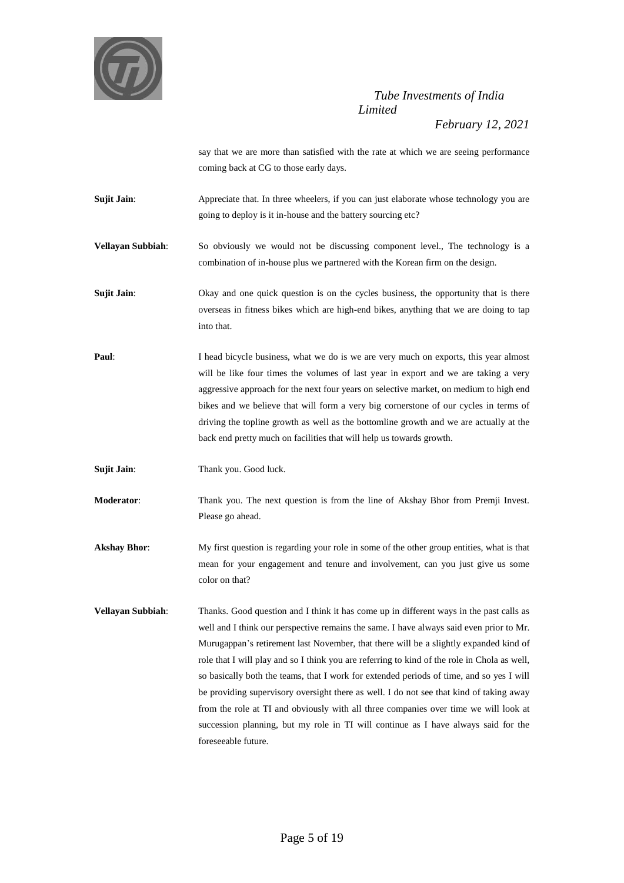say that we are more than satisfied with the rate at which we are seeing performance coming back at CG to those early days.

**Sujit Jain**: Appreciate that. In three wheelers, if you can just elaborate whose technology you are going to deploy is it in-house and the battery sourcing etc?

**Vellayan Subbiah**: So obviously we would not be discussing component level., The technology is a combination of in-house plus we partnered with the Korean firm on the design.

**Sujit Jain**: Okay and one quick question is on the cycles business, the opportunity that is there overseas in fitness bikes which are high-end bikes, anything that we are doing to tap into that.

**Paul**: I head bicycle business, what we do is we are very much on exports, this year almost will be like four times the volumes of last year in export and we are taking a very aggressive approach for the next four years on selective market, on medium to high end bikes and we believe that will form a very big cornerstone of our cycles in terms of driving the topline growth as well as the bottomline growth and we are actually at the back end pretty much on facilities that will help us towards growth.

**Sujit Jain**: Thank you. Good luck.

**Moderator**: Thank you. The next question is from the line of Akshay Bhor from Premji Invest. Please go ahead.

**Akshay Bhor**: My first question is regarding your role in some of the other group entities, what is that mean for your engagement and tenure and involvement, can you just give us some color on that?

**Vellayan Subbiah**: Thanks. Good question and I think it has come up in different ways in the past calls as well and I think our perspective remains the same. I have always said even prior to Mr. Murugappan's retirement last November, that there will be a slightly expanded kind of role that I will play and so I think you are referring to kind of the role in Chola as well, so basically both the teams, that I work for extended periods of time, and so yes I will be providing supervisory oversight there as well. I do not see that kind of taking away from the role at TI and obviously with all three companies over time we will look at succession planning, but my role in TI will continue as I have always said for the foreseeable future.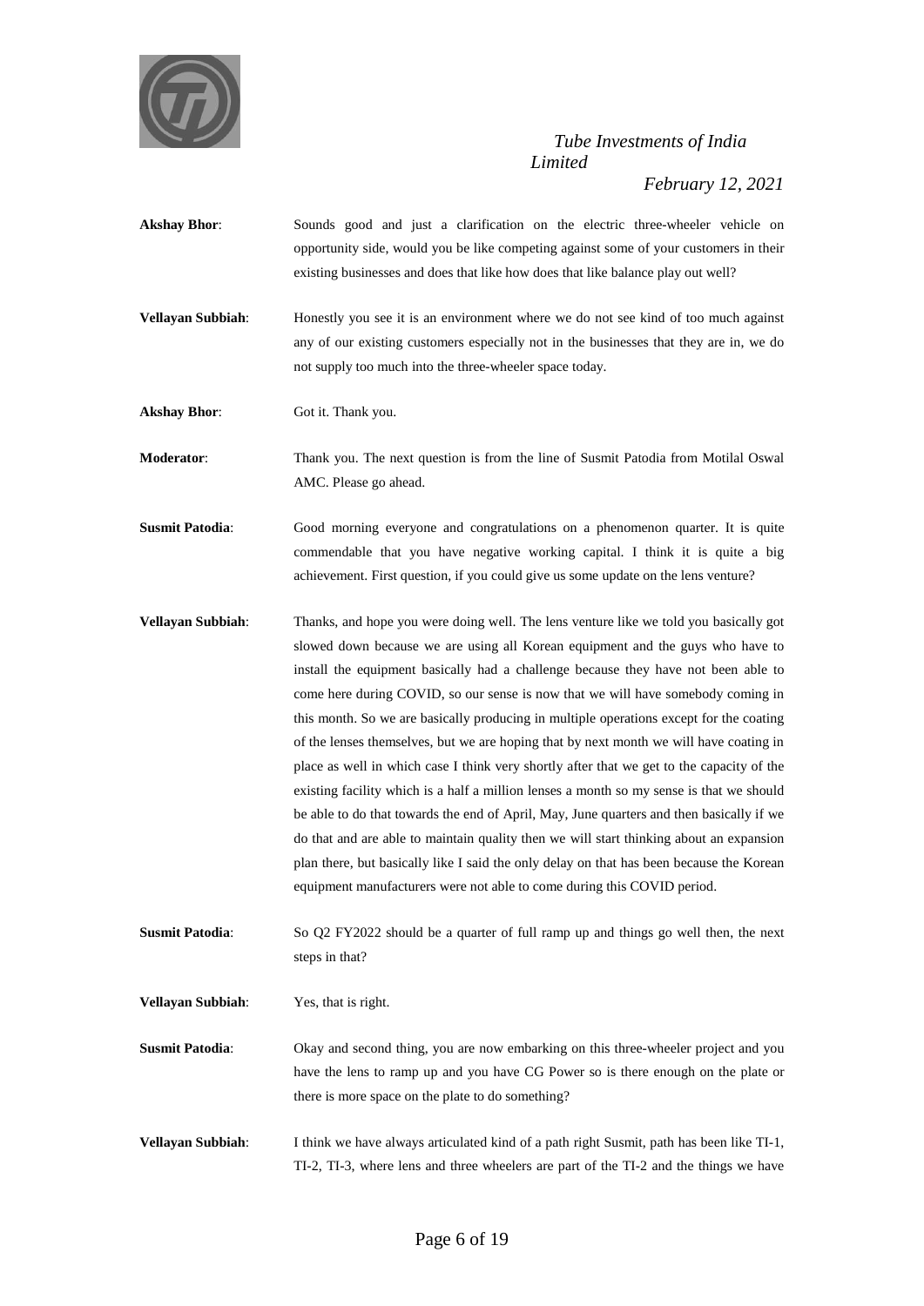**Akshay Bhor**: Sounds good and just a clarification on the electric three-wheeler vehicle on opportunity side, would you be like competing against some of your customers in their existing businesses and does that like how does that like balance play out well?

**Vellayan Subbiah**: Honestly you see it is an environment where we do not see kind of too much against any of our existing customers especially not in the businesses that they are in, we do not supply too much into the three-wheeler space today.

**Akshay Bhor**: Got it. Thank you.

**Moderator**: Thank you. The next question is from the line of Susmit Patodia from Motilal Oswal AMC. Please go ahead.

**Susmit Patodia**: Good morning everyone and congratulations on a phenomenon quarter. It is quite commendable that you have negative working capital. I think it is quite a big achievement. First question, if you could give us some update on the lens venture?

**Vellayan Subbiah**: Thanks, and hope you were doing well. The lens venture like we told you basically got slowed down because we are using all Korean equipment and the guys who have to install the equipment basically had a challenge because they have not been able to come here during COVID, so our sense is now that we will have somebody coming in this month. So we are basically producing in multiple operations except for the coating of the lenses themselves, but we are hoping that by next month we will have coating in place as well in which case I think very shortly after that we get to the capacity of the existing facility which is a half a million lenses a month so my sense is that we should be able to do that towards the end of April, May, June quarters and then basically if we do that and are able to maintain quality then we will start thinking about an expansion plan there, but basically like I said the only delay on that has been because the Korean equipment manufacturers were not able to come during this COVID period.

**Susmit Patodia**: So Q2 FY2022 should be a quarter of full ramp up and things go well then, the next steps in that?

**Vellayan Subbiah**: Yes, that is right.

**Susmit Patodia**: Okay and second thing, you are now embarking on this three-wheeler project and you have the lens to ramp up and you have CG Power so is there enough on the plate or there is more space on the plate to do something?

**Vellayan Subbiah**: I think we have always articulated kind of a path right Susmit, path has been like TI-1, TI-2, TI-3, where lens and three wheelers are part of the TI-2 and the things we have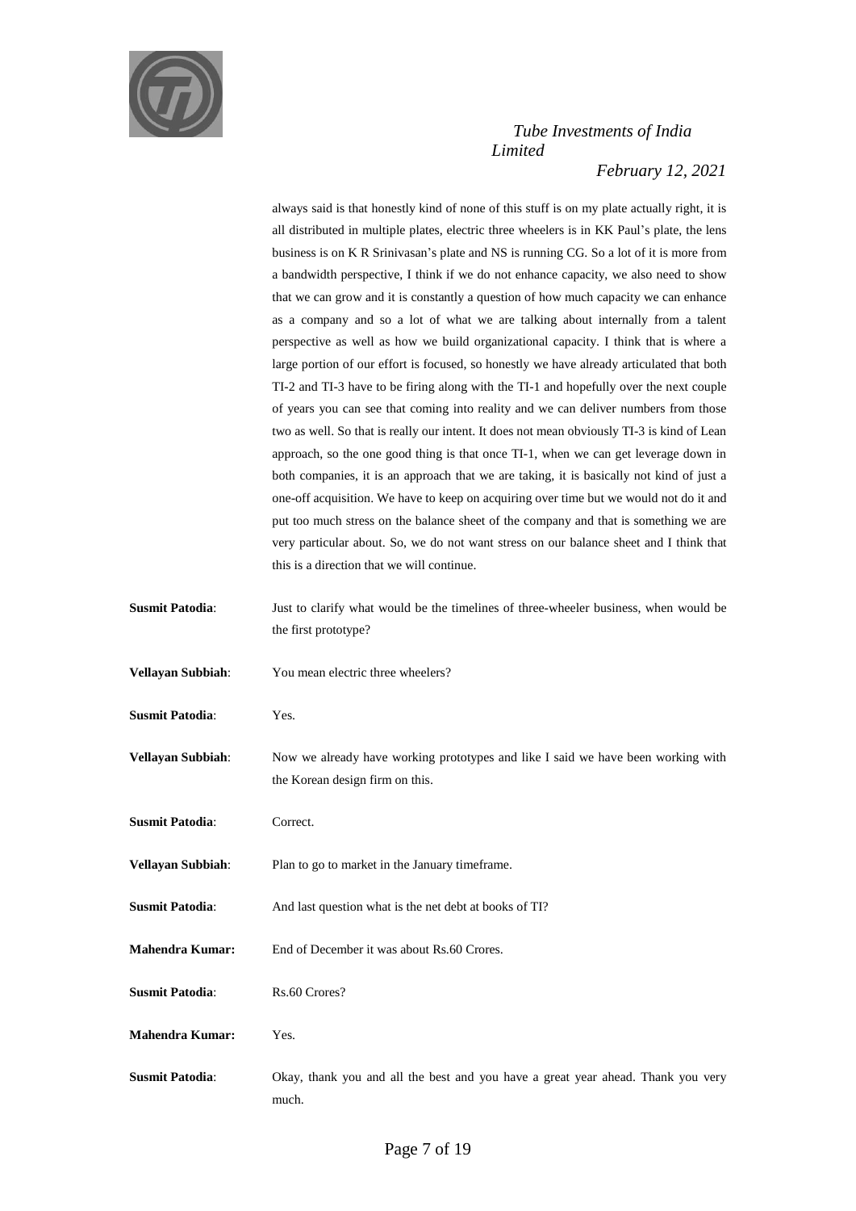always said is that honestly kind of none of this stuff is on my plate actually right, it is all distributed in multiple plates, electric three wheelers is in KK Paul's plate, the lens business is on K R Srinivasan's plate and NS is running CG. So a lot of it is more from a bandwidth perspective, I think if we do not enhance capacity, we also need to show that we can grow and it is constantly a question of how much capacity we can enhance as a company and so a lot of what we are talking about internally from a talent perspective as well as how we build organizational capacity. I think that is where a large portion of our effort is focused, so honestly we have already articulated that both TI-2 and TI-3 have to be firing along with the TI-1 and hopefully over the next couple of years you can see that coming into reality and we can deliver numbers from those two as well. So that is really our intent. It does not mean obviously TI-3 is kind of Lean approach, so the one good thing is that once TI-1, when we can get leverage down in both companies, it is an approach that we are taking, it is basically not kind of just a one-off acquisition. We have to keep on acquiring over time but we would not do it and put too much stress on the balance sheet of the company and that is something we are very particular about. So, we do not want stress on our balance sheet and I think that this is a direction that we will continue.

**Susmit Patodia**: Just to clarify what would be the timelines of three-wheeler business, when would be the first prototype?

**Vellayan Subbiah**: You mean electric three wheelers?

**Susmit Patodia**: Yes.

**Vellayan Subbiah**: Now we already have working prototypes and like I said we have been working with the Korean design firm on this.

**Susmit Patodia**: Correct.

**Vellayan Subbiah**: Plan to go to market in the January timeframe.

**Susmit Patodia**: And last question what is the net debt at books of TI?

**Mahendra Kumar:** End of December it was about Rs.60 Crores.

**Susmit Patodia**: Rs.60 Crores?

**Mahendra Kumar:** Yes.

**Susmit Patodia**: Okay, thank you and all the best and you have a great year ahead. Thank you very much.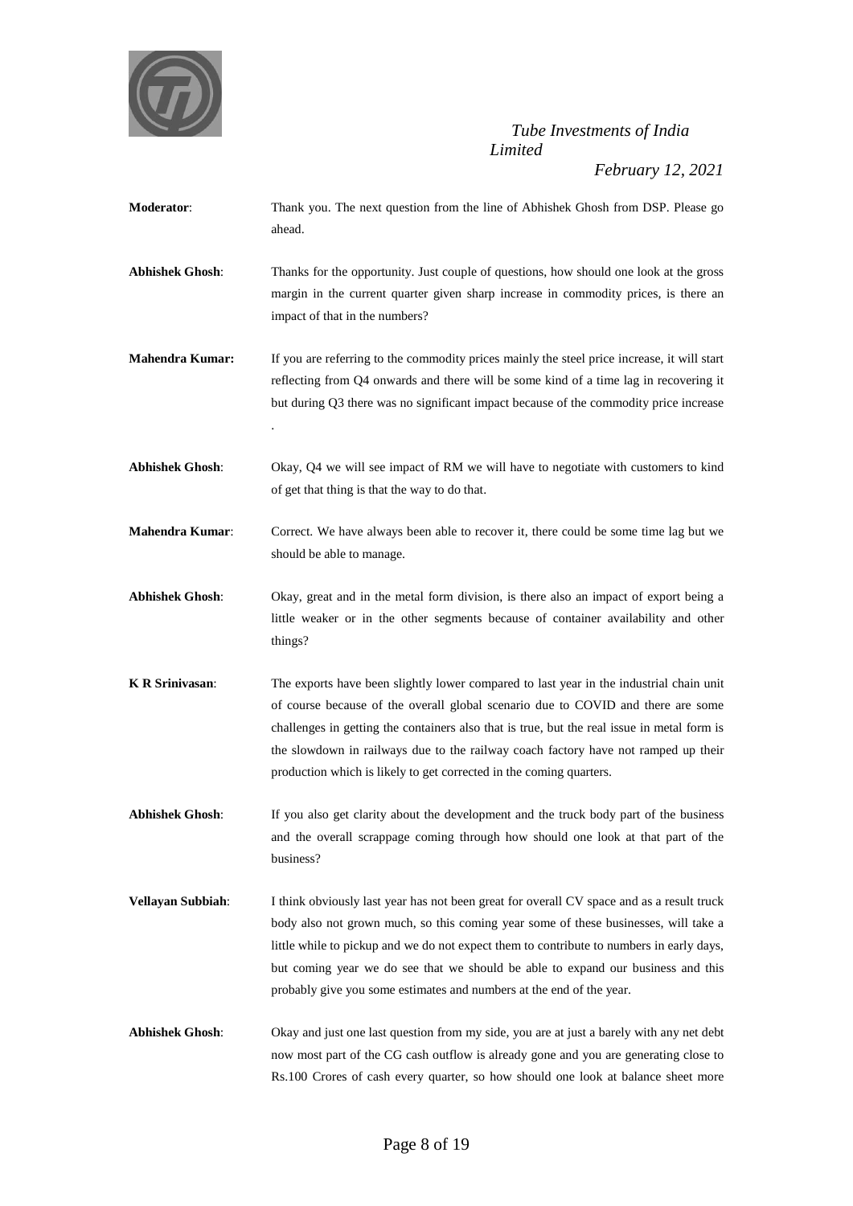**Moderator**: Thank you. The next question from the line of Abhishek Ghosh from DSP. Please go ahead.

**Abhishek Ghosh**: Thanks for the opportunity. Just couple of questions, how should one look at the gross margin in the current quarter given sharp increase in commodity prices, is there an impact of that in the numbers?

**Mahendra Kumar:** If you are referring to the commodity prices mainly the steel price increase, it will start reflecting from Q4 onwards and there will be some kind of a time lag in recovering it but during Q3 there was no significant impact because of the commodity price increase .

**Abhishek Ghosh**: Okay, Q4 we will see impact of RM we will have to negotiate with customers to kind of get that thing is that the way to do that.

**Mahendra Kumar**: Correct. We have always been able to recover it, there could be some time lag but we should be able to manage.

**Abhishek Ghosh**: Okay, great and in the metal form division, is there also an impact of export being a little weaker or in the other segments because of container availability and other things?

**K R Srinivasan**: The exports have been slightly lower compared to last year in the industrial chain unit of course because of the overall global scenario due to COVID and there are some challenges in getting the containers also that is true, but the real issue in metal form is the slowdown in railways due to the railway coach factory have not ramped up their production which is likely to get corrected in the coming quarters.

**Abhishek Ghosh**: If you also get clarity about the development and the truck body part of the business and the overall scrappage coming through how should one look at that part of the business?

**Vellayan Subbiah**: I think obviously last year has not been great for overall CV space and as a result truck body also not grown much, so this coming year some of these businesses, will take a little while to pickup and we do not expect them to contribute to numbers in early days, but coming year we do see that we should be able to expand our business and this probably give you some estimates and numbers at the end of the year.

**Abhishek Ghosh**: Okay and just one last question from my side, you are at just a barely with any net debt now most part of the CG cash outflow is already gone and you are generating close to Rs.100 Crores of cash every quarter, so how should one look at balance sheet more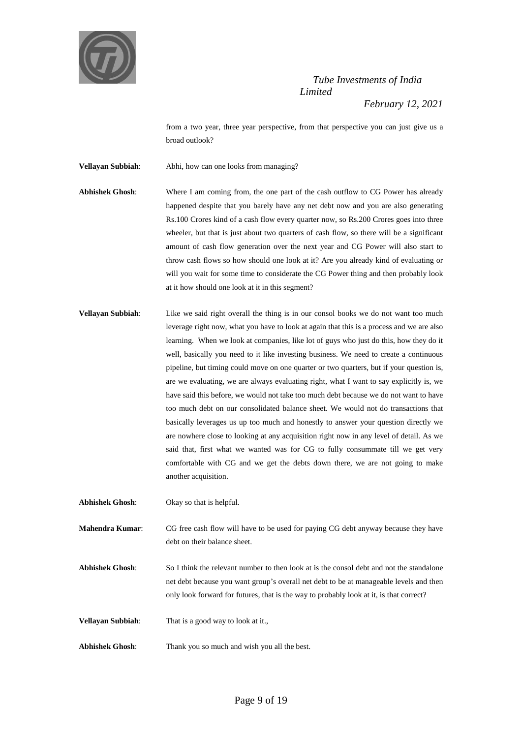from a two year, three year perspective, from that perspective you can just give us a broad outlook?

**Vellayan Subbiah**: Abhi, how can one looks from managing?

**Abhishek Ghosh**: Where I am coming from, the one part of the cash outflow to CG Power has already happened despite that you barely have any net debt now and you are also generating Rs.100 Crores kind of a cash flow every quarter now, so Rs.200 Crores goes into three wheeler, but that is just about two quarters of cash flow, so there will be a significant amount of cash flow generation over the next year and CG Power will also start to throw cash flows so how should one look at it? Are you already kind of evaluating or will you wait for some time to considerate the CG Power thing and then probably look at it how should one look at it in this segment?

**Vellayan Subbiah**: Like we said right overall the thing is in our consol books we do not want too much leverage right now, what you have to look at again that this is a process and we are also learning. When we look at companies, like lot of guys who just do this, how they do it well, basically you need to it like investing business. We need to create a continuous pipeline, but timing could move on one quarter or two quarters, but if your question is, are we evaluating, we are always evaluating right, what I want to say explicitly is, we have said this before, we would not take too much debt because we do not want to have too much debt on our consolidated balance sheet. We would not do transactions that basically leverages us up too much and honestly to answer your question directly we are nowhere close to looking at any acquisition right now in any level of detail. As we said that, first what we wanted was for CG to fully consummate till we get very comfortable with CG and we get the debts down there, we are not going to make another acquisition.

**Abhishek Ghosh**: Okay so that is helpful.

**Mahendra Kumar**: CG free cash flow will have to be used for paying CG debt anyway because they have debt on their balance sheet.

**Abhishek Ghosh**: So I think the relevant number to then look at is the consol debt and not the standalone net debt because you want group's overall net debt to be at manageable levels and then only look forward for futures, that is the way to probably look at it, is that correct?

**Vellayan Subbiah**: That is a good way to look at it.,

**Abhishek Ghosh**: Thank you so much and wish you all the best.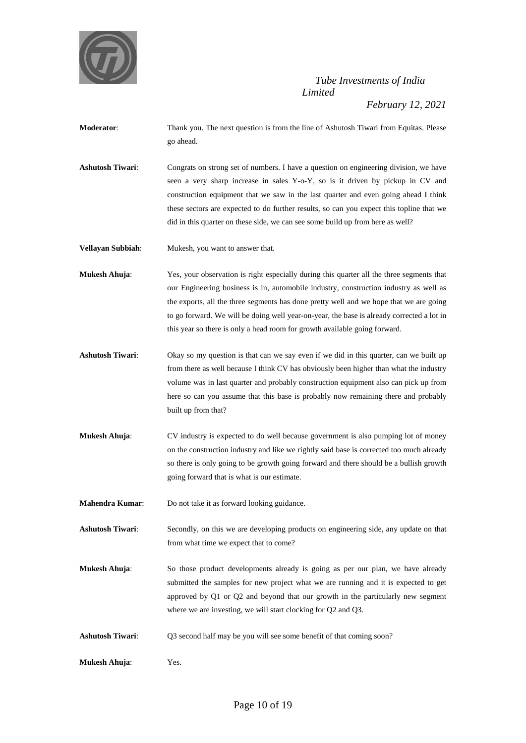**Moderator**: Thank you. The next question is from the line of Ashutosh Tiwari from Equitas. Please go ahead.

**Ashutosh Tiwari**: Congrats on strong set of numbers. I have a question on engineering division, we have seen a very sharp increase in sales Y-o-Y, so is it driven by pickup in CV and construction equipment that we saw in the last quarter and even going ahead I think these sectors are expected to do further results, so can you expect this topline that we did in this quarter on these side, we can see some build up from here as well?

**Vellayan Subbiah**: Mukesh, you want to answer that.

**Mukesh Ahuja**: Yes, your observation is right especially during this quarter all the three segments that our Engineering business is in, automobile industry, construction industry as well as the exports, all the three segments has done pretty well and we hope that we are going to go forward. We will be doing well year-on-year, the base is already corrected a lot in this year so there is only a head room for growth available going forward.

**Ashutosh Tiwari**: Okay so my question is that can we say even if we did in this quarter, can we built up from there as well because I think CV has obviously been higher than what the industry volume was in last quarter and probably construction equipment also can pick up from here so can you assume that this base is probably now remaining there and probably built up from that?

**Mukesh Ahuja**: CV industry is expected to do well because government is also pumping lot of money on the construction industry and like we rightly said base is corrected too much already so there is only going to be growth going forward and there should be a bullish growth going forward that is what is our estimate.

**Mahendra Kumar**: Do not take it as forward looking guidance.

**Ashutosh Tiwari**: Secondly, on this we are developing products on engineering side, any update on that from what time we expect that to come?

**Mukesh Ahuja**: So those product developments already is going as per our plan, we have already submitted the samples for new project what we are running and it is expected to get approved by Q1 or Q2 and beyond that our growth in the particularly new segment where we are investing, we will start clocking for Q2 and Q3.

**Ashutosh Tiwari**: Q3 second half may be you will see some benefit of that coming soon?

**Mukesh Ahuja**: Yes.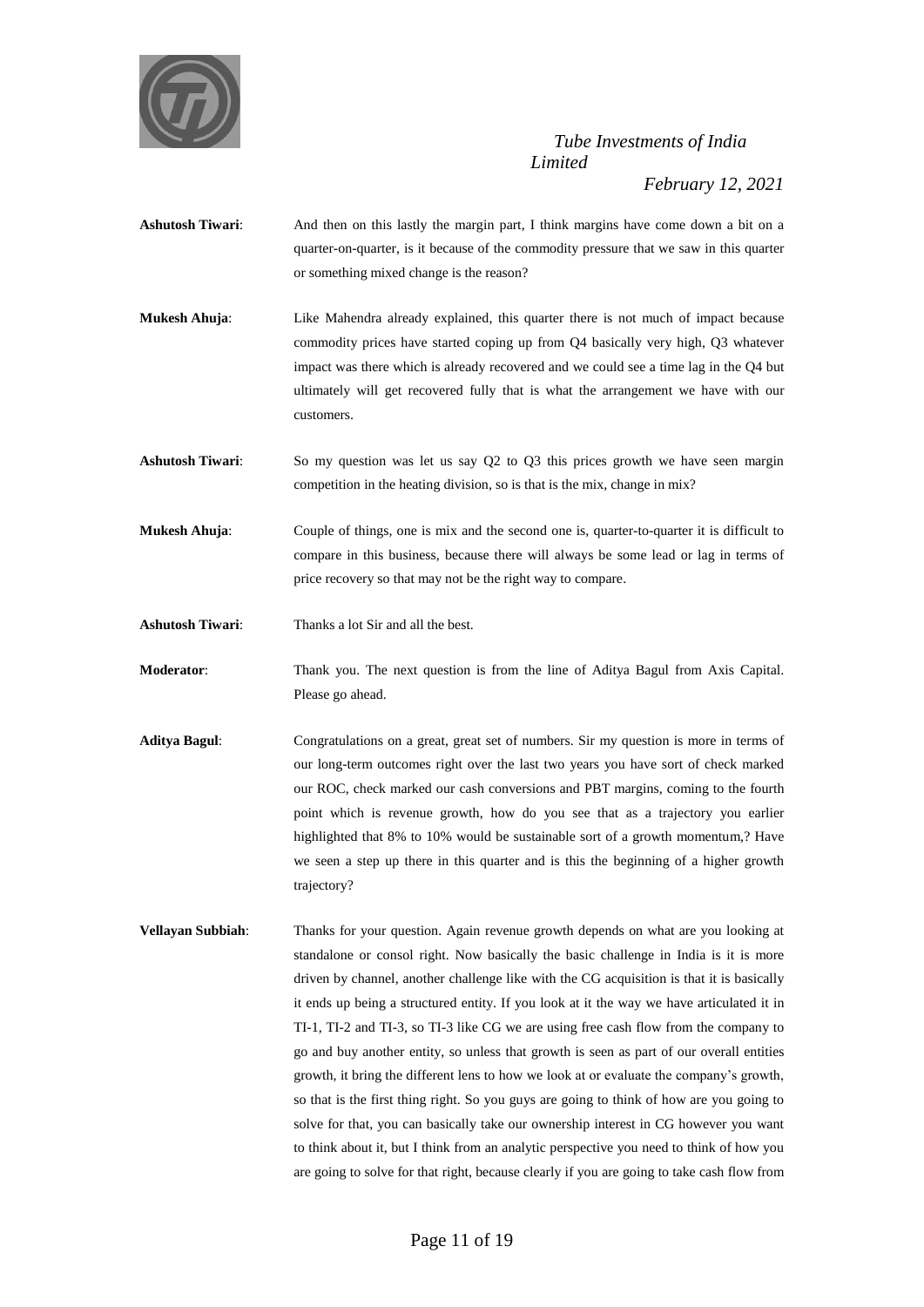**Ashutosh Tiwari**: And then on this lastly the margin part, I think margins have come down a bit on a quarter-on-quarter, is it because of the commodity pressure that we saw in this quarter or something mixed change is the reason?

**Mukesh Ahuja**: Like Mahendra already explained, this quarter there is not much of impact because commodity prices have started coping up from Q4 basically very high, Q3 whatever impact was there which is already recovered and we could see a time lag in the Q4 but ultimately will get recovered fully that is what the arrangement we have with our customers.

**Ashutosh Tiwari**: So my question was let us say Q2 to Q3 this prices growth we have seen margin competition in the heating division, so is that is the mix, change in mix?

**Mukesh Ahuja**: Couple of things, one is mix and the second one is, quarter-to-quarter it is difficult to compare in this business, because there will always be some lead or lag in terms of price recovery so that may not be the right way to compare.

**Ashutosh Tiwari**: Thanks a lot Sir and all the best.

**Moderator**: Thank you. The next question is from the line of Aditya Bagul from Axis Capital. Please go ahead.

**Aditya Bagul**: Congratulations on a great, great set of numbers. Sir my question is more in terms of our long-term outcomes right over the last two years you have sort of check marked our ROC, check marked our cash conversions and PBT margins, coming to the fourth point which is revenue growth, how do you see that as a trajectory you earlier highlighted that 8% to 10% would be sustainable sort of a growth momentum,? Have we seen a step up there in this quarter and is this the beginning of a higher growth trajectory?

**Vellayan Subbiah**: Thanks for your question. Again revenue growth depends on what are you looking at standalone or consol right. Now basically the basic challenge in India is it is more driven by channel, another challenge like with the CG acquisition is that it is basically it ends up being a structured entity. If you look at it the way we have articulated it in TI-1, TI-2 and TI-3, so TI-3 like CG we are using free cash flow from the company to go and buy another entity, so unless that growth is seen as part of our overall entities growth, it bring the different lens to how we look at or evaluate the company's growth, so that is the first thing right. So you guys are going to think of how are you going to solve for that, you can basically take our ownership interest in CG however you want to think about it, but I think from an analytic perspective you need to think of how you are going to solve for that right, because clearly if you are going to take cash flow from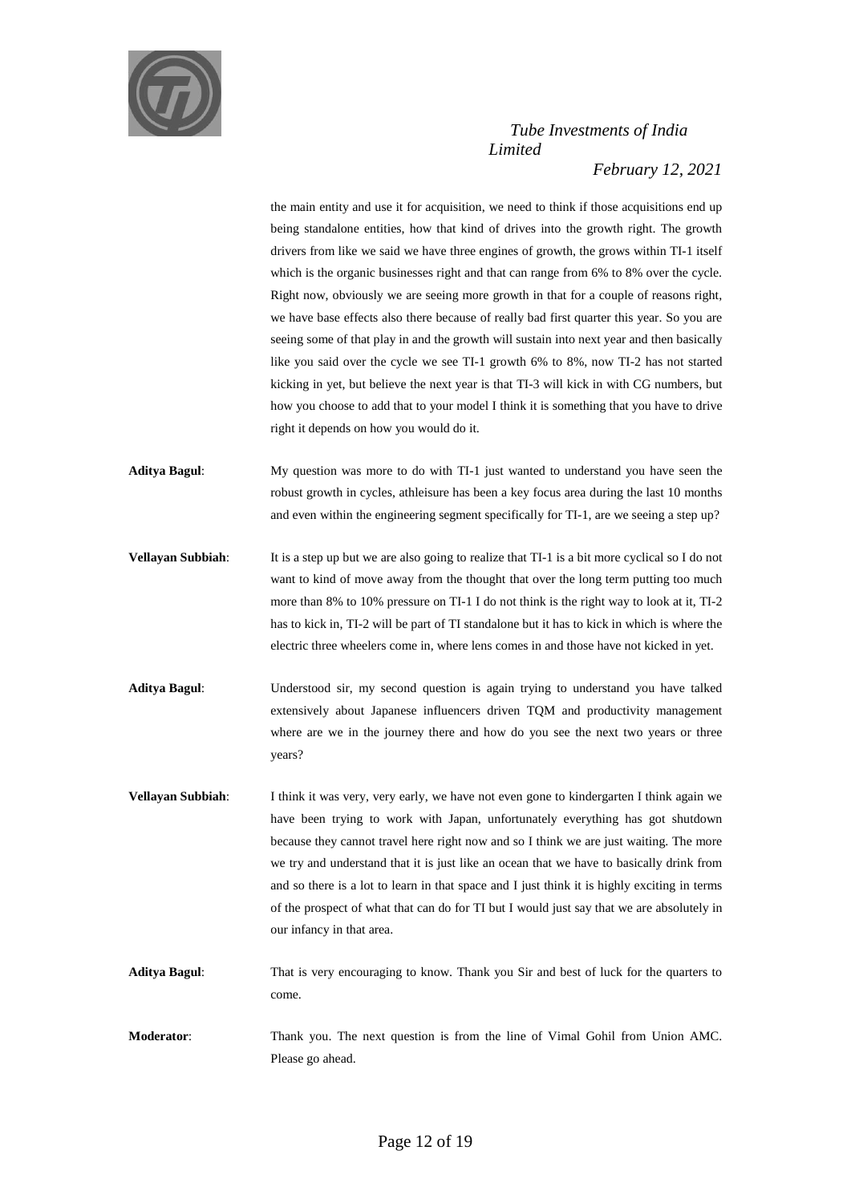the main entity and use it for acquisition, we need to think if those acquisitions end up being standalone entities, how that kind of drives into the growth right. The growth drivers from like we said we have three engines of growth, the grows within TI-1 itself which is the organic businesses right and that can range from 6% to 8% over the cycle. Right now, obviously we are seeing more growth in that for a couple of reasons right, we have base effects also there because of really bad first quarter this year. So you are seeing some of that play in and the growth will sustain into next year and then basically like you said over the cycle we see TI-1 growth 6% to 8%, now TI-2 has not started kicking in yet, but believe the next year is that TI-3 will kick in with CG numbers, but how you choose to add that to your model I think it is something that you have to drive right it depends on how you would do it.

**Aditya Bagul**: My question was more to do with TI-1 just wanted to understand you have seen the robust growth in cycles, athleisure has been a key focus area during the last 10 months and even within the engineering segment specifically for TI-1, are we seeing a step up?

**Vellayan Subbiah**: It is a step up but we are also going to realize that TI-1 is a bit more cyclical so I do not want to kind of move away from the thought that over the long term putting too much more than 8% to 10% pressure on TI-1 I do not think is the right way to look at it, TI-2 has to kick in, TI-2 will be part of TI standalone but it has to kick in which is where the electric three wheelers come in, where lens comes in and those have not kicked in yet.

**Aditya Bagul**: Understood sir, my second question is again trying to understand you have talked extensively about Japanese influencers driven TQM and productivity management where are we in the journey there and how do you see the next two years or three years?

**Vellayan Subbiah**: I think it was very, very early, we have not even gone to kindergarten I think again we have been trying to work with Japan, unfortunately everything has got shutdown because they cannot travel here right now and so I think we are just waiting. The more we try and understand that it is just like an ocean that we have to basically drink from and so there is a lot to learn in that space and I just think it is highly exciting in terms of the prospect of what that can do for TI but I would just say that we are absolutely in our infancy in that area.

**Aditya Bagul**: That is very encouraging to know. Thank you Sir and best of luck for the quarters to come.

**Moderator**: Thank you. The next question is from the line of Vimal Gohil from Union AMC. Please go ahead.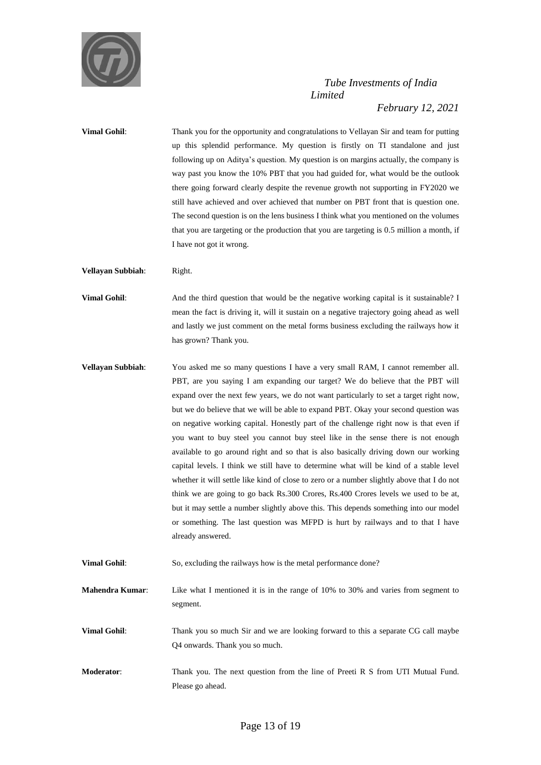**Vimal Gohil**: Thank you for the opportunity and congratulations to Vellayan Sir and team for putting up this splendid performance. My question is firstly on TI standalone and just following up on Aditya's question. My question is on margins actually, the company is way past you know the 10% PBT that you had guided for, what would be the outlook there going forward clearly despite the revenue growth not supporting in FY2020 we still have achieved and over achieved that number on PBT front that is question one. The second question is on the lens business I think what you mentioned on the volumes that you are targeting or the production that you are targeting is 0.5 million a month, if I have not got it wrong.

**Vellayan Subbiah**: Right.

**Vimal Gohil**: And the third question that would be the negative working capital is it sustainable? I mean the fact is driving it, will it sustain on a negative trajectory going ahead as well and lastly we just comment on the metal forms business excluding the railways how it has grown? Thank you.

**Vellayan Subbiah**: You asked me so many questions I have a very small RAM, I cannot remember all. PBT, are you saying I am expanding our target? We do believe that the PBT will expand over the next few years, we do not want particularly to set a target right now, but we do believe that we will be able to expand PBT. Okay your second question was on negative working capital. Honestly part of the challenge right now is that even if you want to buy steel you cannot buy steel like in the sense there is not enough available to go around right and so that is also basically driving down our working capital levels. I think we still have to determine what will be kind of a stable level whether it will settle like kind of close to zero or a number slightly above that I do not think we are going to go back Rs.300 Crores, Rs.400 Crores levels we used to be at, but it may settle a number slightly above this. This depends something into our model or something. The last question was MFPD is hurt by railways and to that I have already answered.

**Vimal Gohil**: So, excluding the railways how is the metal performance done?

**Mahendra Kumar**: Like what I mentioned it is in the range of 10% to 30% and varies from segment to segment.

**Vimal Gohil**: Thank you so much Sir and we are looking forward to this a separate CG call maybe Q4 onwards. Thank you so much.

**Moderator**: Thank you. The next question from the line of Preeti R S from UTI Mutual Fund. Please go ahead.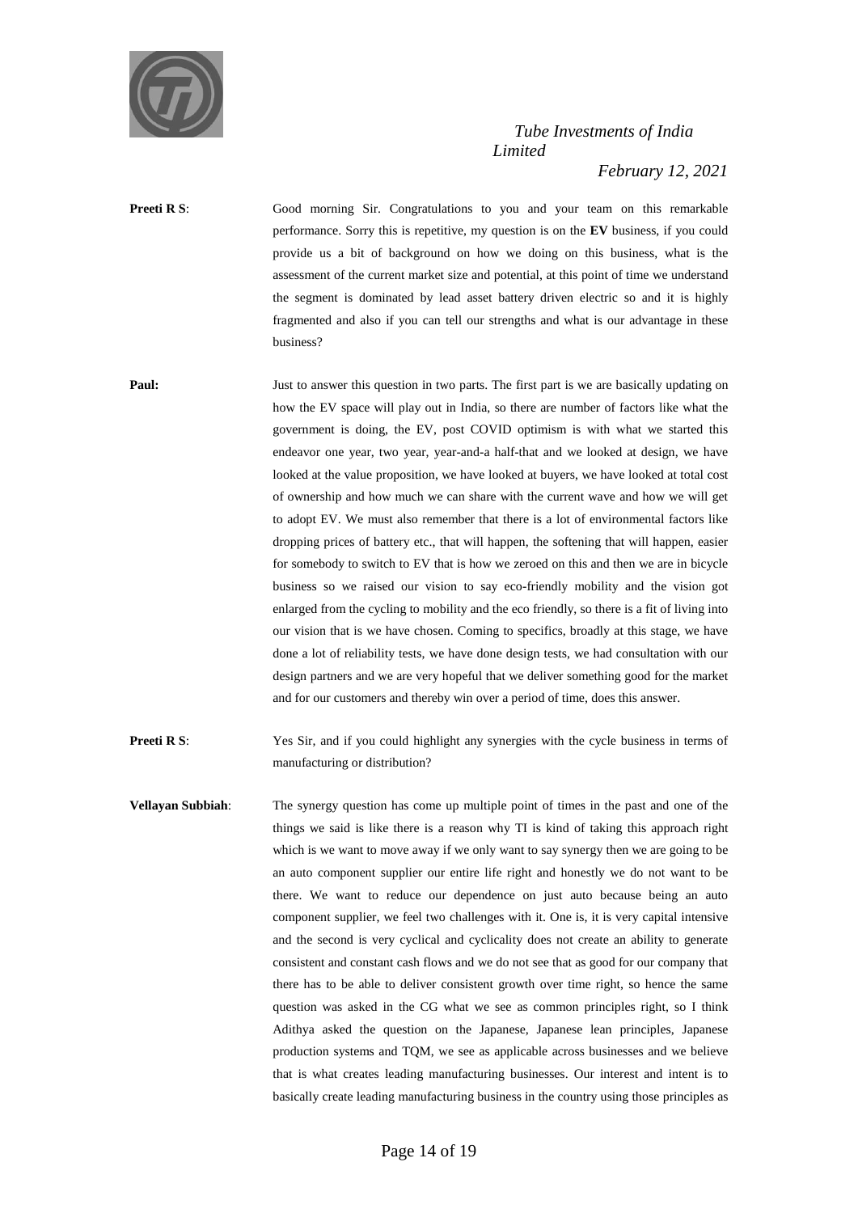**Preeti R S**: Good morning Sir. Congratulations to you and your team on this remarkable performance. Sorry this is repetitive, my question is on the **EV** business, if you could provide us a bit of background on how we doing on this business, what is the assessment of the current market size and potential, at this point of time we understand the segment is dominated by lead asset battery driven electric so and it is highly fragmented and also if you can tell our strengths and what is our advantage in these business?

**Paul:** Just to answer this question in two parts. The first part is we are basically updating on how the EV space will play out in India, so there are number of factors like what the government is doing, the EV, post COVID optimism is with what we started this endeavor one year, two year, year-and-a half-that and we looked at design, we have looked at the value proposition, we have looked at buyers, we have looked at total cost of ownership and how much we can share with the current wave and how we will get to adopt EV. We must also remember that there is a lot of environmental factors like dropping prices of battery etc., that will happen, the softening that will happen, easier for somebody to switch to EV that is how we zeroed on this and then we are in bicycle business so we raised our vision to say eco-friendly mobility and the vision got enlarged from the cycling to mobility and the eco friendly, so there is a fit of living into our vision that is we have chosen. Coming to specifics, broadly at this stage, we have done a lot of reliability tests, we have done design tests, we had consultation with our design partners and we are very hopeful that we deliver something good for the market and for our customers and thereby win over a period of time, does this answer.

**Preeti R S**: Yes Sir, and if you could highlight any synergies with the cycle business in terms of manufacturing or distribution?

**Vellayan Subbiah**: The synergy question has come up multiple point of times in the past and one of the things we said is like there is a reason why TI is kind of taking this approach right which is we want to move away if we only want to say synergy then we are going to be an auto component supplier our entire life right and honestly we do not want to be there. We want to reduce our dependence on just auto because being an auto component supplier, we feel two challenges with it. One is, it is very capital intensive and the second is very cyclical and cyclicality does not create an ability to generate consistent and constant cash flows and we do not see that as good for our company that there has to be able to deliver consistent growth over time right, so hence the same question was asked in the CG what we see as common principles right, so I think Adithya asked the question on the Japanese, Japanese lean principles, Japanese production systems and TQM, we see as applicable across businesses and we believe that is what creates leading manufacturing businesses. Our interest and intent is to basically create leading manufacturing business in the country using those principles as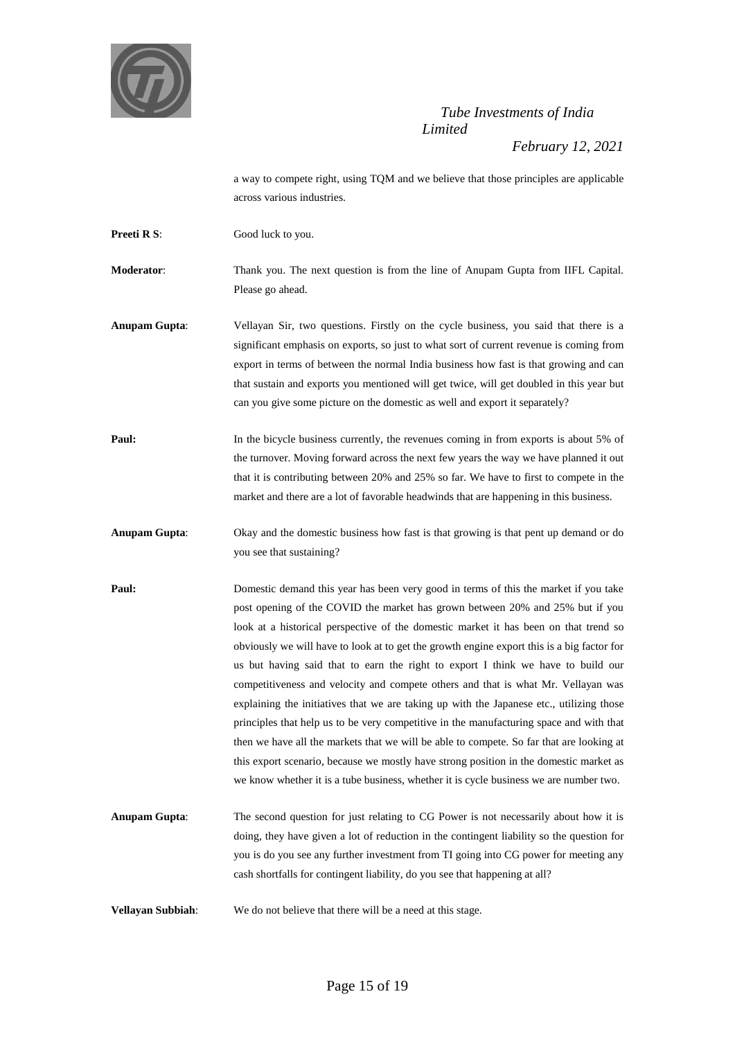a way to compete right, using TQM and we believe that those principles are applicable across various industries.

**Preeti R S**: Good luck to you.

**Moderator**: Thank you. The next question is from the line of Anupam Gupta from IIFL Capital. Please go ahead.

**Anupam Gupta**: Vellayan Sir, two questions. Firstly on the cycle business, you said that there is a significant emphasis on exports, so just to what sort of current revenue is coming from export in terms of between the normal India business how fast is that growing and can that sustain and exports you mentioned will get twice, will get doubled in this year but can you give some picture on the domestic as well and export it separately?

**Paul:** In the bicycle business currently, the revenues coming in from exports is about 5% of the turnover. Moving forward across the next few years the way we have planned it out that it is contributing between 20% and 25% so far. We have to first to compete in the market and there are a lot of favorable headwinds that are happening in this business.

**Anupam Gupta**: Okay and the domestic business how fast is that growing is that pent up demand or do you see that sustaining?

**Paul:** Domestic demand this year has been very good in terms of this the market if you take post opening of the COVID the market has grown between 20% and 25% but if you look at a historical perspective of the domestic market it has been on that trend so obviously we will have to look at to get the growth engine export this is a big factor for us but having said that to earn the right to export I think we have to build our competitiveness and velocity and compete others and that is what Mr. Vellayan was explaining the initiatives that we are taking up with the Japanese etc., utilizing those principles that help us to be very competitive in the manufacturing space and with that then we have all the markets that we will be able to compete. So far that are looking at this export scenario, because we mostly have strong position in the domestic market as we know whether it is a tube business, whether it is cycle business we are number two.

**Anupam Gupta**: The second question for just relating to CG Power is not necessarily about how it is doing, they have given a lot of reduction in the contingent liability so the question for you is do you see any further investment from TI going into CG power for meeting any cash shortfalls for contingent liability, do you see that happening at all?

**Vellayan Subbiah**: We do not believe that there will be a need at this stage.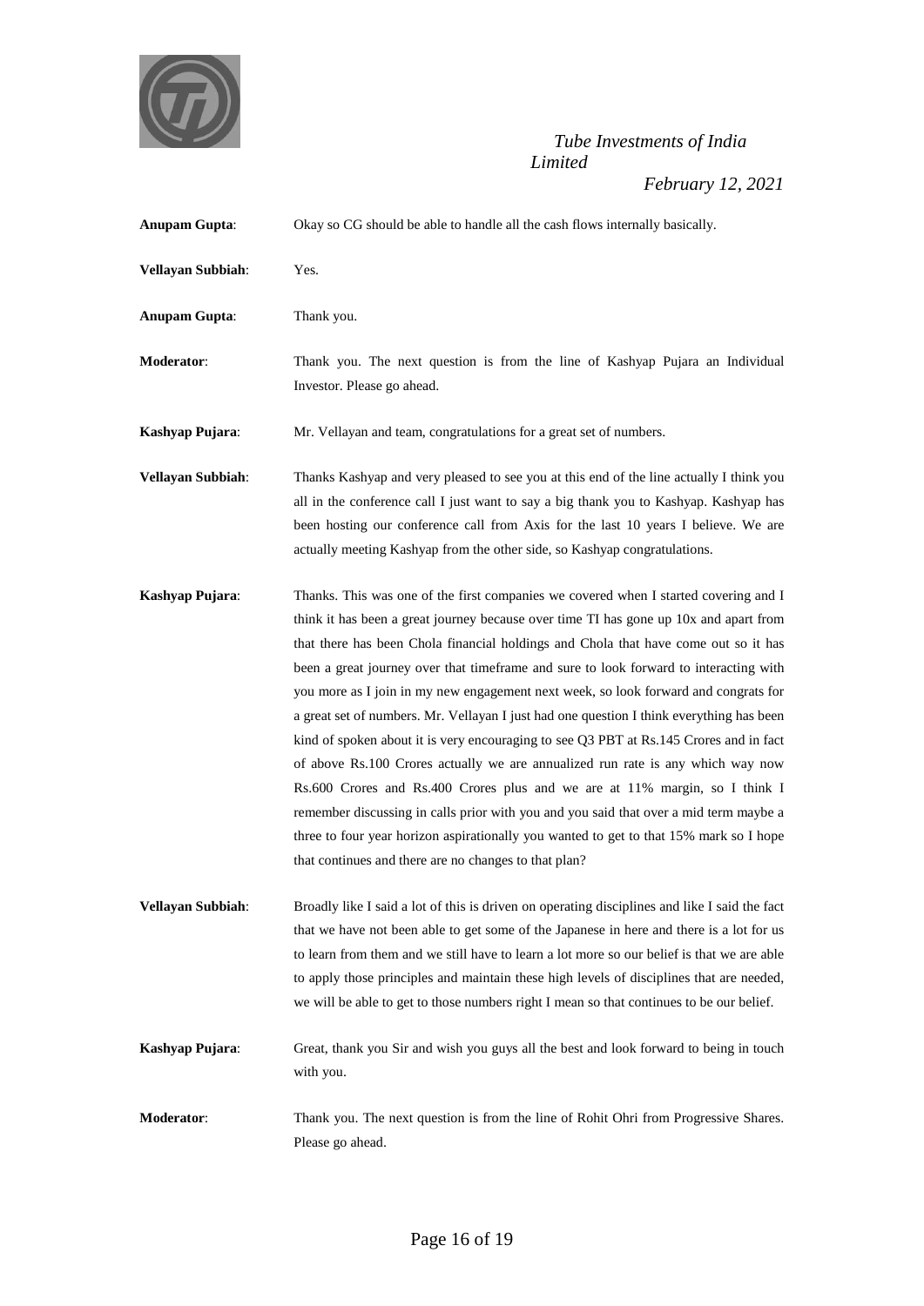**Anupam Gupta**: Okay so CG should be able to handle all the cash flows internally basically.

**Vellayan Subbiah**: Yes.

**Anupam Gupta**: Thank you.

**Moderator**: Thank you. The next question is from the line of Kashyap Pujara an Individual Investor. Please go ahead.

**Kashyap Pujara**: Mr. Vellayan and team, congratulations for a great set of numbers.

**Vellayan Subbiah**: Thanks Kashyap and very pleased to see you at this end of the line actually I think you all in the conference call I just want to say a big thank you to Kashyap. Kashyap has been hosting our conference call from Axis for the last 10 years I believe. We are actually meeting Kashyap from the other side, so Kashyap congratulations.

**Kashyap Pujara**: Thanks. This was one of the first companies we covered when I started covering and I think it has been a great journey because over time TI has gone up 10x and apart from that there has been Chola financial holdings and Chola that have come out so it has been a great journey over that timeframe and sure to look forward to interacting with you more as I join in my new engagement next week, so look forward and congrats for a great set of numbers. Mr. Vellayan I just had one question I think everything has been kind of spoken about it is very encouraging to see Q3 PBT at Rs.145 Crores and in fact of above Rs.100 Crores actually we are annualized run rate is any which way now Rs.600 Crores and Rs.400 Crores plus and we are at 11% margin, so I think I remember discussing in calls prior with you and you said that over a mid term maybe a three to four year horizon aspirationally you wanted to get to that 15% mark so I hope that continues and there are no changes to that plan?

**Vellayan Subbiah**: Broadly like I said a lot of this is driven on operating disciplines and like I said the fact that we have not been able to get some of the Japanese in here and there is a lot for us to learn from them and we still have to learn a lot more so our belief is that we are able to apply those principles and maintain these high levels of disciplines that are needed, we will be able to get to those numbers right I mean so that continues to be our belief.

**Kashyap Pujara**: Great, thank you Sir and wish you guys all the best and look forward to being in touch with you.

**Moderator**: Thank you. The next question is from the line of Rohit Ohri from Progressive Shares. Please go ahead.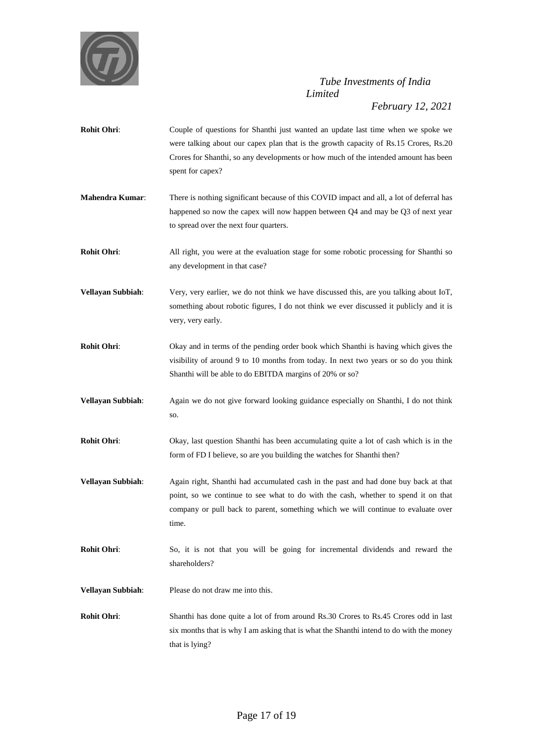**Rohit Ohri**: Couple of questions for Shanthi just wanted an update last time when we spoke we were talking about our capex plan that is the growth capacity of Rs.15 Crores, Rs.20 Crores for Shanthi, so any developments or how much of the intended amount has been spent for capex?

**Mahendra Kumar**: There is nothing significant because of this COVID impact and all, a lot of deferral has happened so now the capex will now happen between Q4 and may be Q3 of next year to spread over the next four quarters.

**Rohit Ohri**: All right, you were at the evaluation stage for some robotic processing for Shanthi so any development in that case?

**Vellayan Subbiah**: Very, very earlier, we do not think we have discussed this, are you talking about IoT, something about robotic figures, I do not think we ever discussed it publicly and it is very, very early.

**Rohit Ohri**: Okay and in terms of the pending order book which Shanthi is having which gives the visibility of around 9 to 10 months from today. In next two years or so do you think Shanthi will be able to do EBITDA margins of 20% or so?

**Vellayan Subbiah**: Again we do not give forward looking guidance especially on Shanthi, I do not think so.

**Rohit Ohri**: Okay, last question Shanthi has been accumulating quite a lot of cash which is in the form of FD I believe, so are you building the watches for Shanthi then?

**Vellayan Subbiah**: Again right, Shanthi had accumulated cash in the past and had done buy back at that point, so we continue to see what to do with the cash, whether to spend it on that company or pull back to parent, something which we will continue to evaluate over time.

**Rohit Ohri**: So, it is not that you will be going for incremental dividends and reward the shareholders?

**Vellayan Subbiah**: Please do not draw me into this.

**Rohit Ohri**: Shanthi has done quite a lot of from around Rs.30 Crores to Rs.45 Crores odd in last six months that is why I am asking that is what the Shanthi intend to do with the money that is lying?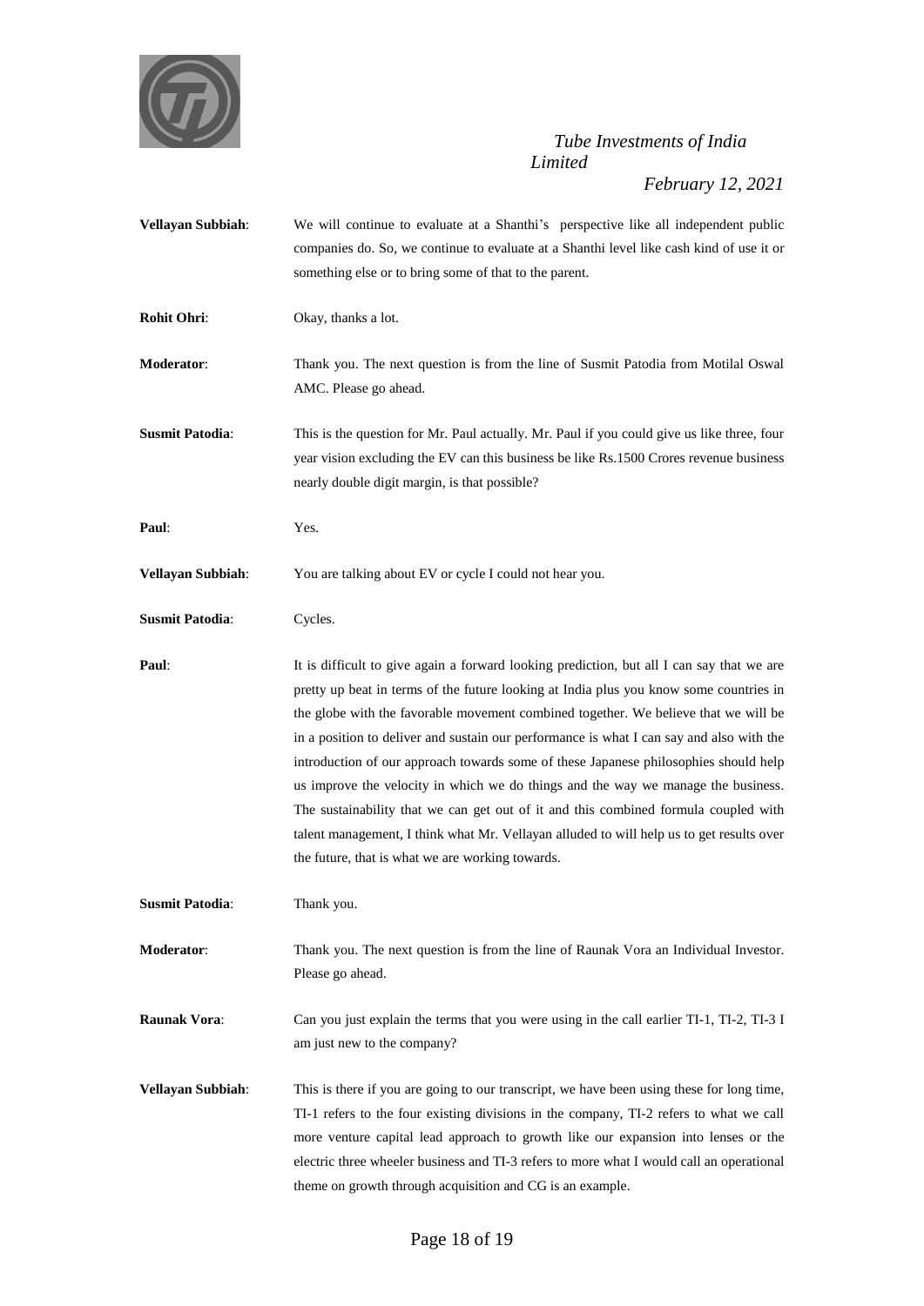**Vellayan Subbiah**: We will continue to evaluate at a Shanthi's perspective like all independent public companies do. So, we continue to evaluate at a Shanthi level like cash kind of use it or something else or to bring some of that to the parent.

**Rohit Ohri**: Okay, thanks a lot.

**Moderator**: Thank you. The next question is from the line of Susmit Patodia from Motilal Oswal AMC. Please go ahead.

**Susmit Patodia**: This is the question for Mr. Paul actually. Mr. Paul if you could give us like three, four year vision excluding the EV can this business be like Rs.1500 Crores revenue business nearly double digit margin, is that possible?

**Paul**: Yes.

**Vellayan Subbiah**: You are talking about EV or cycle I could not hear you.

**Susmit Patodia**: Cycles.

**Paul**: It is difficult to give again a forward looking prediction, but all I can say that we are pretty up beat in terms of the future looking at India plus you know some countries in the globe with the favorable movement combined together. We believe that we will be in a position to deliver and sustain our performance is what I can say and also with the introduction of our approach towards some of these Japanese philosophies should help us improve the velocity in which we do things and the way we manage the business. The sustainability that we can get out of it and this combined formula coupled with talent management, I think what Mr. Vellayan alluded to will help us to get results over the future, that is what we are working towards.

**Susmit Patodia**: Thank you.

**Moderator**: Thank you. The next question is from the line of Raunak Vora an Individual Investor. Please go ahead.

**Raunak Vora**: Can you just explain the terms that you were using in the call earlier TI-1, TI-2, TI-3 I am just new to the company?

**Vellayan Subbiah**: This is there if you are going to our transcript, we have been using these for long time, TI-1 refers to the four existing divisions in the company, TI-2 refers to what we call more venture capital lead approach to growth like our expansion into lenses or the electric three wheeler business and TI-3 refers to more what I would call an operational theme on growth through acquisition and CG is an example.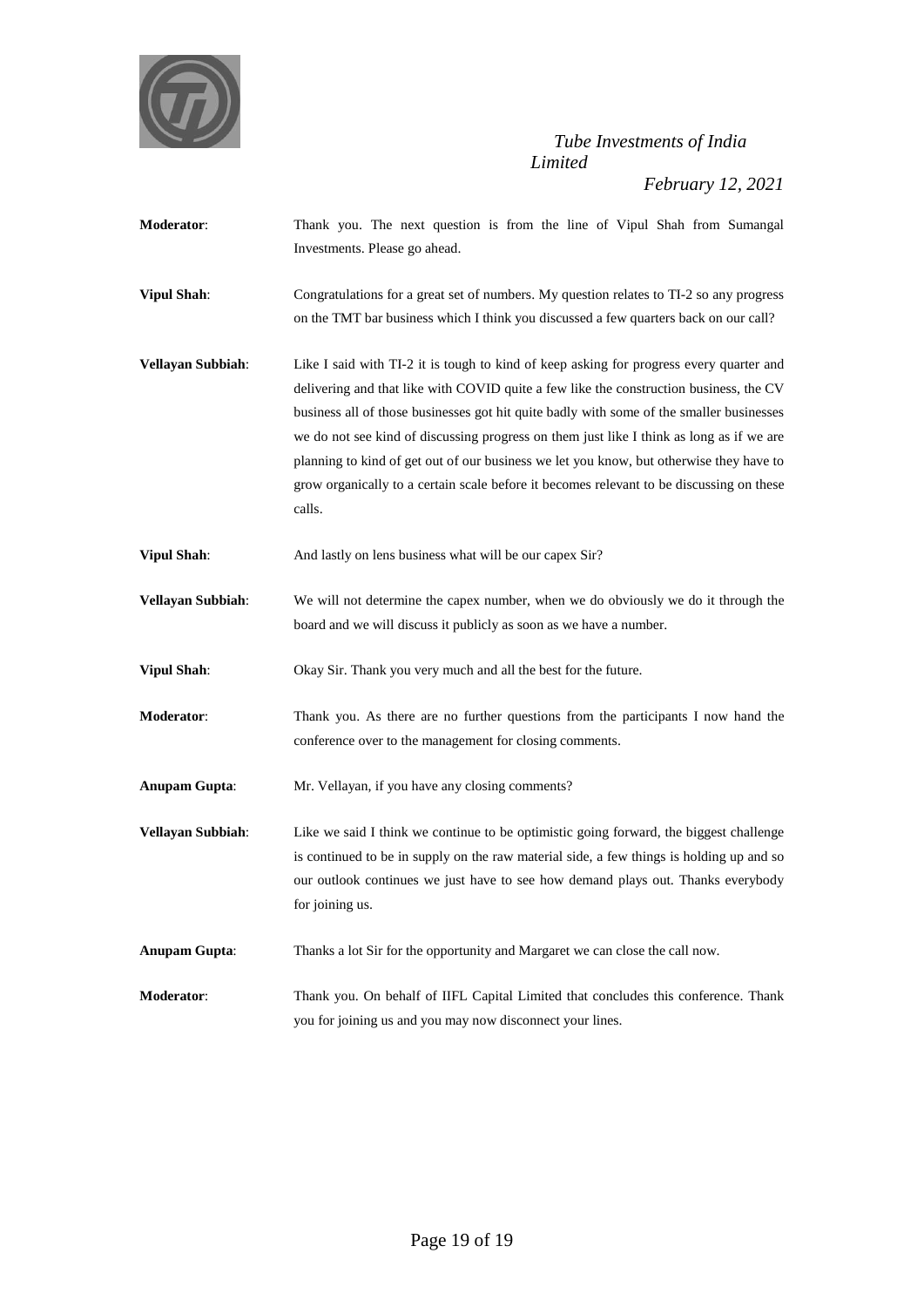**Moderator**: Thank you. The next question is from the line of Vipul Shah from Sumangal Investments. Please go ahead.

**Vipul Shah**: Congratulations for a great set of numbers. My question relates to TI-2 so any progress on the TMT bar business which I think you discussed a few quarters back on our call?

**Vellayan Subbiah**: Like I said with TI-2 it is tough to kind of keep asking for progress every quarter and delivering and that like with COVID quite a few like the construction business, the CV business all of those businesses got hit quite badly with some of the smaller businesses we do not see kind of discussing progress on them just like I think as long as if we are planning to kind of get out of our business we let you know, but otherwise they have to grow organically to a certain scale before it becomes relevant to be discussing on these calls.

**Vipul Shah**: And lastly on lens business what will be our capex Sir?

**Vellayan Subbiah**: We will not determine the capex number, when we do obviously we do it through the board and we will discuss it publicly as soon as we have a number.

**Vipul Shah**: Okay Sir. Thank you very much and all the best for the future.

**Moderator**: Thank you. As there are no further questions from the participants I now hand the conference over to the management for closing comments.

**Anupam Gupta**: Mr. Vellayan, if you have any closing comments?

**Vellayan Subbiah**: Like we said I think we continue to be optimistic going forward, the biggest challenge is continued to be in supply on the raw material side, a few things is holding up and so our outlook continues we just have to see how demand plays out. Thanks everybody for joining us.

**Anupam Gupta**: Thanks a lot Sir for the opportunity and Margaret we can close the call now.

**Moderator**: Thank you. On behalf of IIFL Capital Limited that concludes this conference. Thank you for joining us and you may now disconnect your lines.